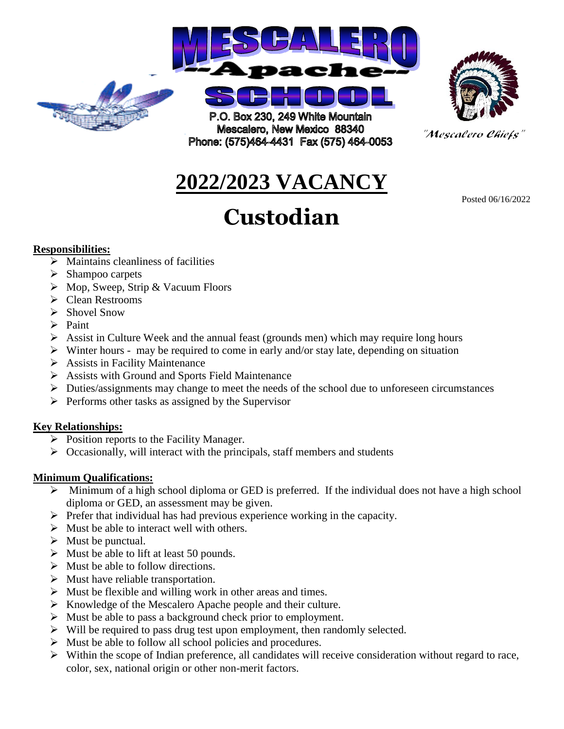# MESCALERO

## --Apache--

## SCHOOL

P.O. Box 230, 249 White Mountain
Mescalero, New Mexico 88340
Phone: (575)464-4431 Fax (575) 464-0053

*"Mescalero Chiefs"*

# 2022/2023 VACANCY

Posted 06/16/2022

# Custodian

**Responsibilities:**

- Maintains cleanliness of facilities
- Shampoo carpets
- Mop, Sweep, Strip & Vacuum Floors
- Clean Restrooms
- Shovel Snow
- Paint
- Assist in Culture Week and the annual feast (grounds men) which may require long hours
- Winter hours - may be required to come in early and/or stay late, depending on situation
- Assists in Facility Maintenance
- Assists with Ground and Sports Field Maintenance
- Duties/assignments may change to meet the needs of the school due to unforeseen circumstances
- Performs other tasks as assigned by the Supervisor

**Key Relationships:**

- Position reports to the Facility Manager.
- Occasionally, will interact with the principals, staff members and students

**Minimum Qualifications:**

- Minimum of a high school diploma or GED is preferred. If the individual does not have a high school diploma or GED, an assessment may be given.
- Prefer that individual has had previous experience working in the capacity.
- Must be able to interact well with others.
- Must be punctual.
- Must be able to lift at least 50 pounds.
- Must be able to follow directions.
- Must have reliable transportation.
- Must be flexible and willing work in other areas and times.
- Knowledge of the Mescalero Apache people and their culture.
- Must be able to pass a background check prior to employment.
- Will be required to pass drug test upon employment, then randomly selected.
- Must be able to follow all school policies and procedures.
- Within the scope of Indian preference, all candidates will receive consideration without regard to race, color, sex, national origin or other non-merit factors.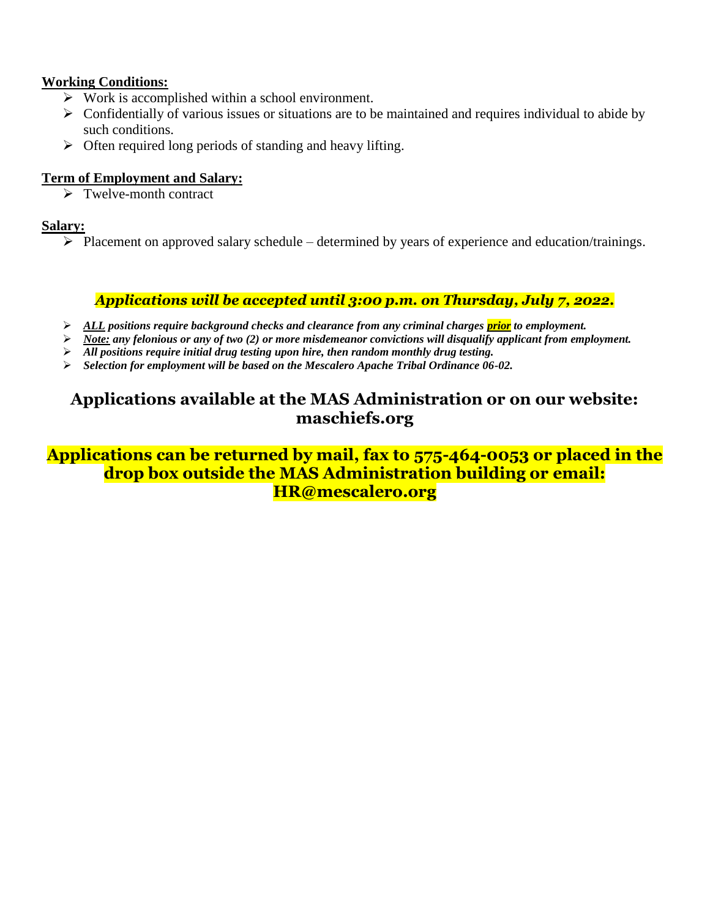**Working Conditions:**

- Work is accomplished within a school environment.
- Confidentially of various issues or situations are to be maintained and requires individual to abide by such conditions.
- Often required long periods of standing and heavy lifting.

**Term of Employment and Salary:**

- Twelve-month contract

**Salary:**

- Placement on approved salary schedule – determined by years of experience and education/trainings.

***Applications will be accepted until 3:00 p.m. on Thursday, July 7, 2022.***

- ***ALL positions require background checks and clearance from any criminal charges prior to employment.***
- ***Note: any felonious or any of two (2) or more misdemeanor convictions will disqualify applicant from employment.***
- ***All positions require initial drug testing upon hire, then random monthly drug testing.***
- ***Selection for employment will be based on the Mescalero Apache Tribal Ordinance 06-02.***

## Applications available at the MAS Administration or on our website: maschiefs.org

## Applications can be returned by mail, fax to 575-464-0053 or placed in the drop box outside the MAS Administration building or email: HR@mescalero.org